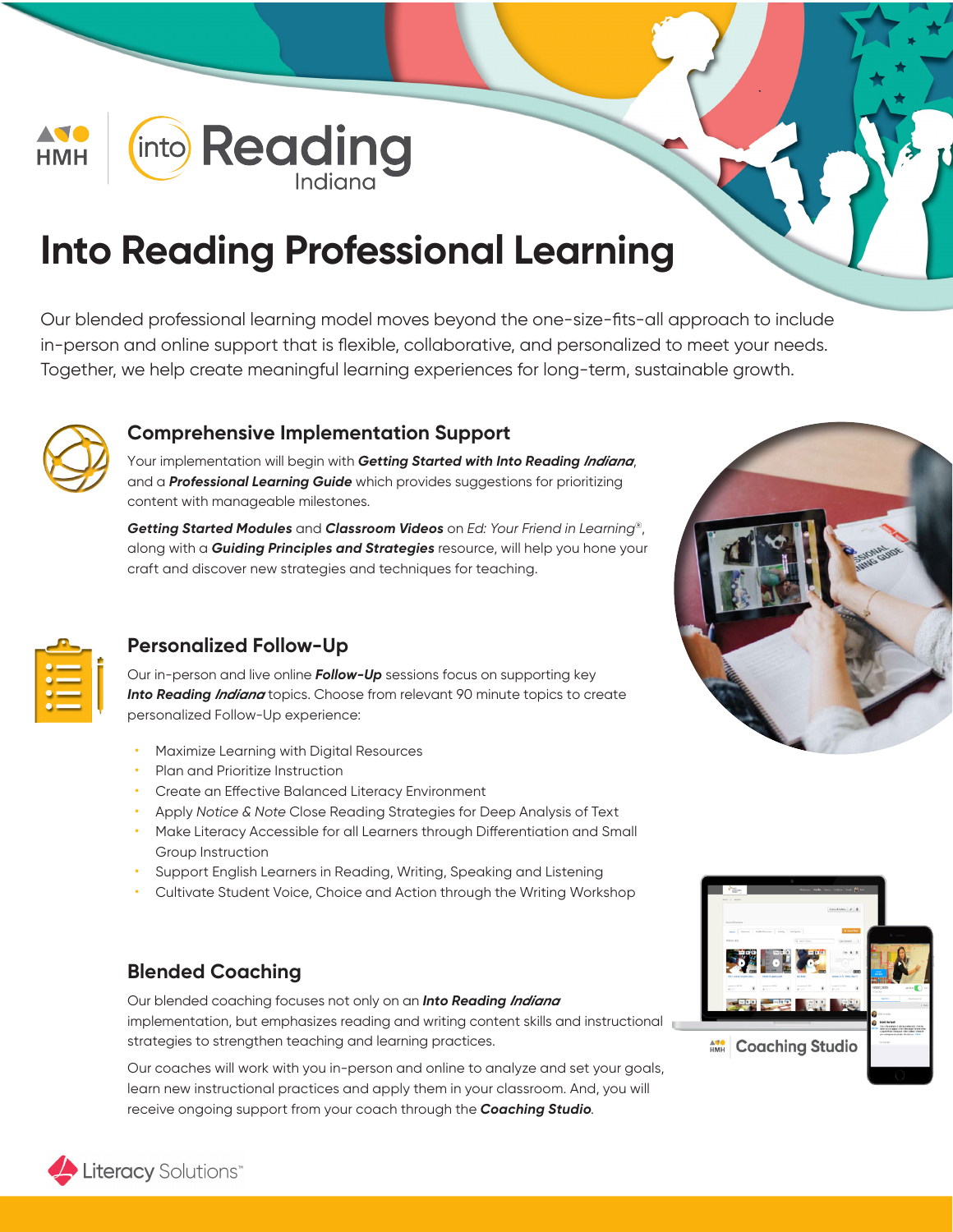HMH | Into Reading Indiana

# Into Reading Professional Learning

Our blended professional learning model moves beyond the one-size-fits-all approach to include in-person and online support that is flexible, collaborative, and personalized to meet your needs. Together, we help create meaningful learning experiences for long-term, sustainable growth.

## Comprehensive Implementation Support

Your implementation will begin with ***Getting Started with Into Reading** Indiana*, and a ***Professional Learning Guide*** which provides suggestions for prioritizing content with manageable milestones.

***Getting Started Modules*** and ***Classroom Videos*** on *Ed: Your Friend in Learning®*, along with a ***Guiding Principles and Strategies*** resource, will help you hone your craft and discover new strategies and techniques for teaching.

## Personalized Follow-Up

Our in-person and live online ***Follow-Up*** sessions focus on supporting key ***Into Reading** Indiana* topics. Choose from relevant 90 minute topics to create personalized Follow-Up experience:

- Maximize Learning with Digital Resources
- Plan and Prioritize Instruction
- Create an Effective Balanced Literacy Environment
- Apply *Notice & Note* Close Reading Strategies for Deep Analysis of Text
- Make Literacy Accessible for all Learners through Differentiation and Small Group Instruction
- Support English Learners in Reading, Writing, Speaking and Listening
- Cultivate Student Voice, Choice and Action through the Writing Workshop

## Blended Coaching

Our blended coaching focuses not only on an ***Into Reading** Indiana* implementation, but emphasizes reading and writing content skills and instructional strategies to strengthen teaching and learning practices.

Our coaches will work with you in-person and online to analyze and set your goals, learn new instructional practices and apply them in your classroom. And, you will receive ongoing support from your coach through the ***Coaching Studio***.

HMH Coaching Studio

Literacy Solutions™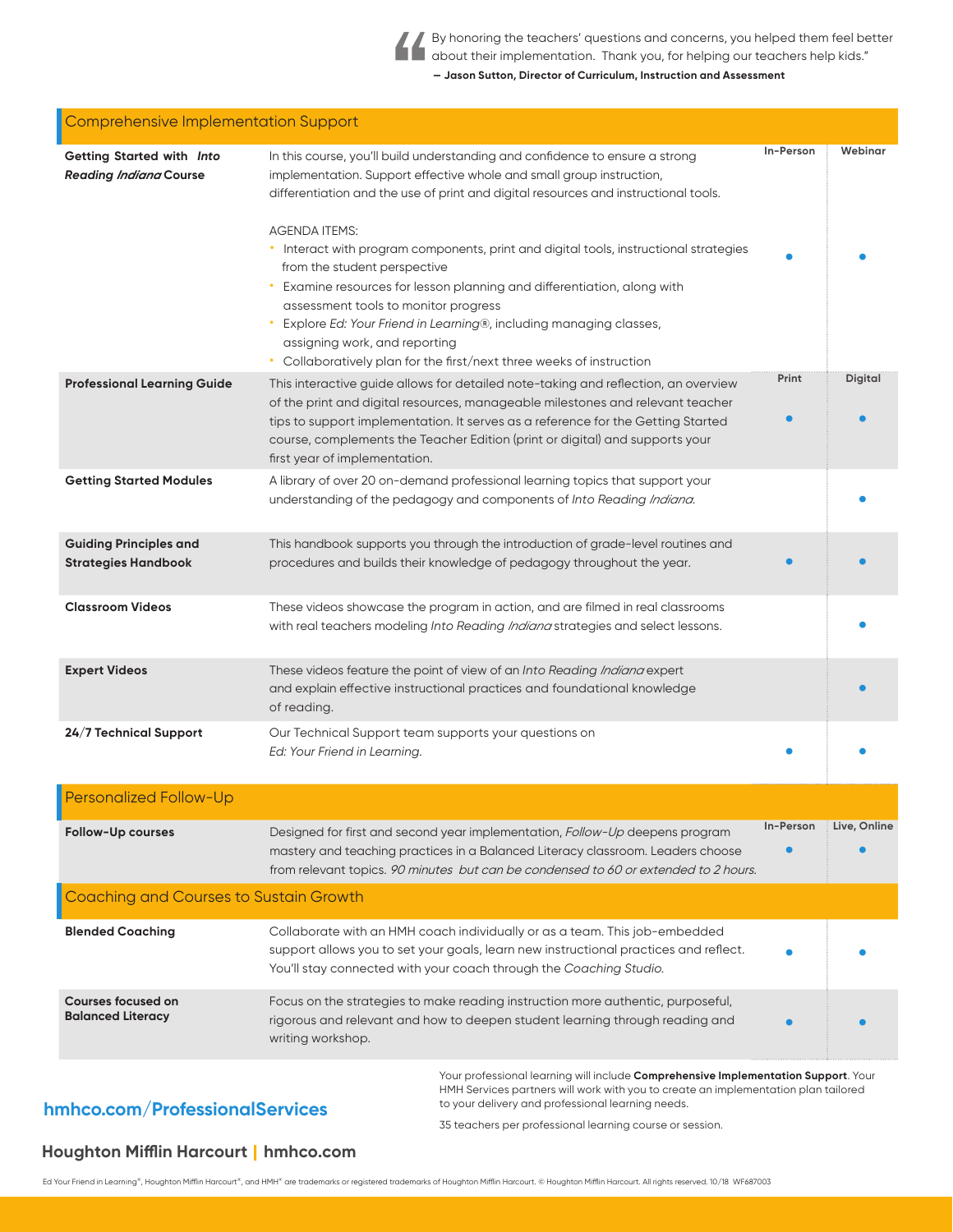> "By honoring the teachers' questions and concerns, you helped them feel better about their implementation. Thank you, for helping our teachers help kids."
>
> **— Jason Sutton, Director of Curriculum, Instruction and Assessment**

## Comprehensive Implementation Support

| | | In-Person | Webinar |
|---|---|---|---|
| **Getting Started with *Into Reading Indiana* Course** | In this course, you'll build understanding and confidence to ensure a strong implementation. Support effective whole and small group instruction, differentiation and the use of print and digital resources and instructional tools.<br><br>AGENDA ITEMS:<br>• Interact with program components, print and digital tools, instructional strategies from the student perspective<br>• Examine resources for lesson planning and differentiation, along with assessment tools to monitor progress<br>• Explore *Ed: Your Friend in Learning*®, including managing classes, assigning work, and reporting<br>• Collaboratively plan for the first/next three weeks of instruction | • | • |
| | | **Print** | **Digital** |
| **Professional Learning Guide** | This interactive guide allows for detailed note-taking and reflection, an overview of the print and digital resources, manageable milestones and relevant teacher tips to support implementation. It serves as a reference for the Getting Started course, complements the Teacher Edition (print or digital) and supports your first year of implementation. | • | • |
| **Getting Started Modules** | A library of over 20 on-demand professional learning topics that support your understanding of the pedagogy and components of *Into Reading Indiana*. | | • |
| **Guiding Principles and Strategies Handbook** | This handbook supports you through the introduction of grade-level routines and procedures and builds their knowledge of pedagogy throughout the year. | • | • |
| **Classroom Videos** | These videos showcase the program in action, and are filmed in real classrooms with real teachers modeling *Into Reading Indiana* strategies and select lessons. | | • |
| **Expert Videos** | These videos feature the point of view of an *Into Reading Indiana* expert and explain effective instructional practices and foundational knowledge of reading. | | • |
| **24/7 Technical Support** | Our Technical Support team supports your questions on *Ed: Your Friend in Learning.* | • | • |

## Personalized Follow-Up

| | | In-Person | Live, Online |
|---|---|---|---|
| **Follow-Up courses** | Designed for first and second year implementation, *Follow-Up* deepens program mastery and teaching practices in a Balanced Literacy classroom. Leaders choose from relevant topics. *90 minutes but can be condensed to 60 or extended to 2 hours.* | • | • |

## Coaching and Courses to Sustain Growth

| | | | |
|---|---|---|---|
| **Blended Coaching** | Collaborate with an HMH coach individually or as a team. This job-embedded support allows you to set your goals, learn new instructional practices and reflect. You'll stay connected with your coach through the *Coaching Studio.* | • | • |
| **Courses focused on Balanced Literacy** | Focus on the strategies to make reading instruction more authentic, purposeful, rigorous and relevant and how to deepen student learning through reading and writing workshop. | • | • |

Your professional learning will include **Comprehensive Implementation Support**. Your HMH Services partners will work with you to create an implementation plan tailored to your delivery and professional learning needs.

35 teachers per professional learning course or session.

**hmhco.com/ProfessionalServices**

**Houghton Mifflin Harcourt | hmhco.com**

Ed Your Friend in Learning®, Houghton Mifflin Harcourt®, and HMH® are trademarks or registered trademarks of Houghton Mifflin Harcourt. © Houghton Mifflin Harcourt. All rights reserved. 10/18 WF687003